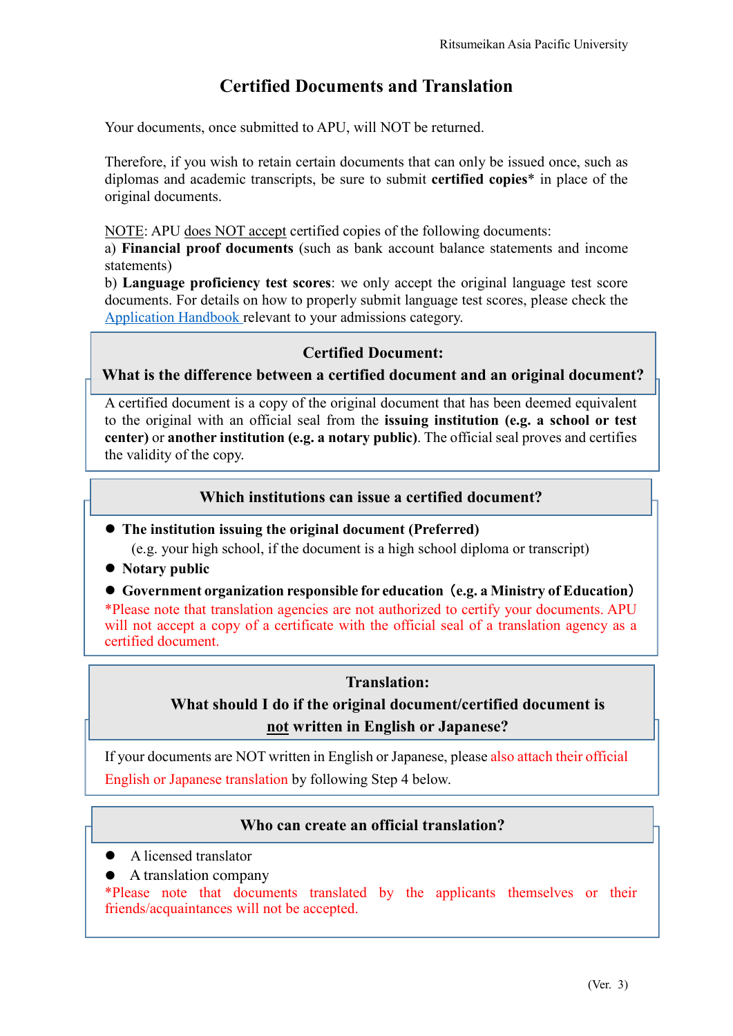# Certified Documents and Translation

Your documents, once submitted to APU, will NOT be returned.

Therefore, if you wish to retain certain documents that can only be issued once, such as diplomas and academic transcripts, be sure to submit **certified copies*** in place of the original documents.

NOTE: APU does NOT accept certified copies of the following documents:
a) **Financial proof documents** (such as bank account balance statements and income statements)
b) **Language proficiency test scores**: we only accept the original language test score documents. For details on how to properly submit language test scores, please check the Application Handbook relevant to your admissions category.

## Certified Document: What is the difference between a certified document and an original document?

A certified document is a copy of the original document that has been deemed equivalent to the original with an official seal from the **issuing institution (e.g. a school or test center)** or **another institution (e.g. a notary public)**. The official seal proves and certifies the validity of the copy.

## Which institutions can issue a certified document?

- **The institution issuing the original document (Preferred)**
  (e.g. your high school, if the document is a high school diploma or transcript)
- **Notary public**
- **Government organization responsible for education（e.g. a Ministry of Education）**

*Please note that translation agencies are not authorized to certify your documents. APU will not accept a copy of a certificate with the official seal of a translation agency as a certified document.

## Translation: What should I do if the original document/certified document is not written in English or Japanese?

If your documents are NOT written in English or Japanese, please also attach their official English or Japanese translation by following Step 4 below.

## Who can create an official translation?

- A licensed translator
- A translation company

*Please note that documents translated by the applicants themselves or their friends/acquaintances will not be accepted.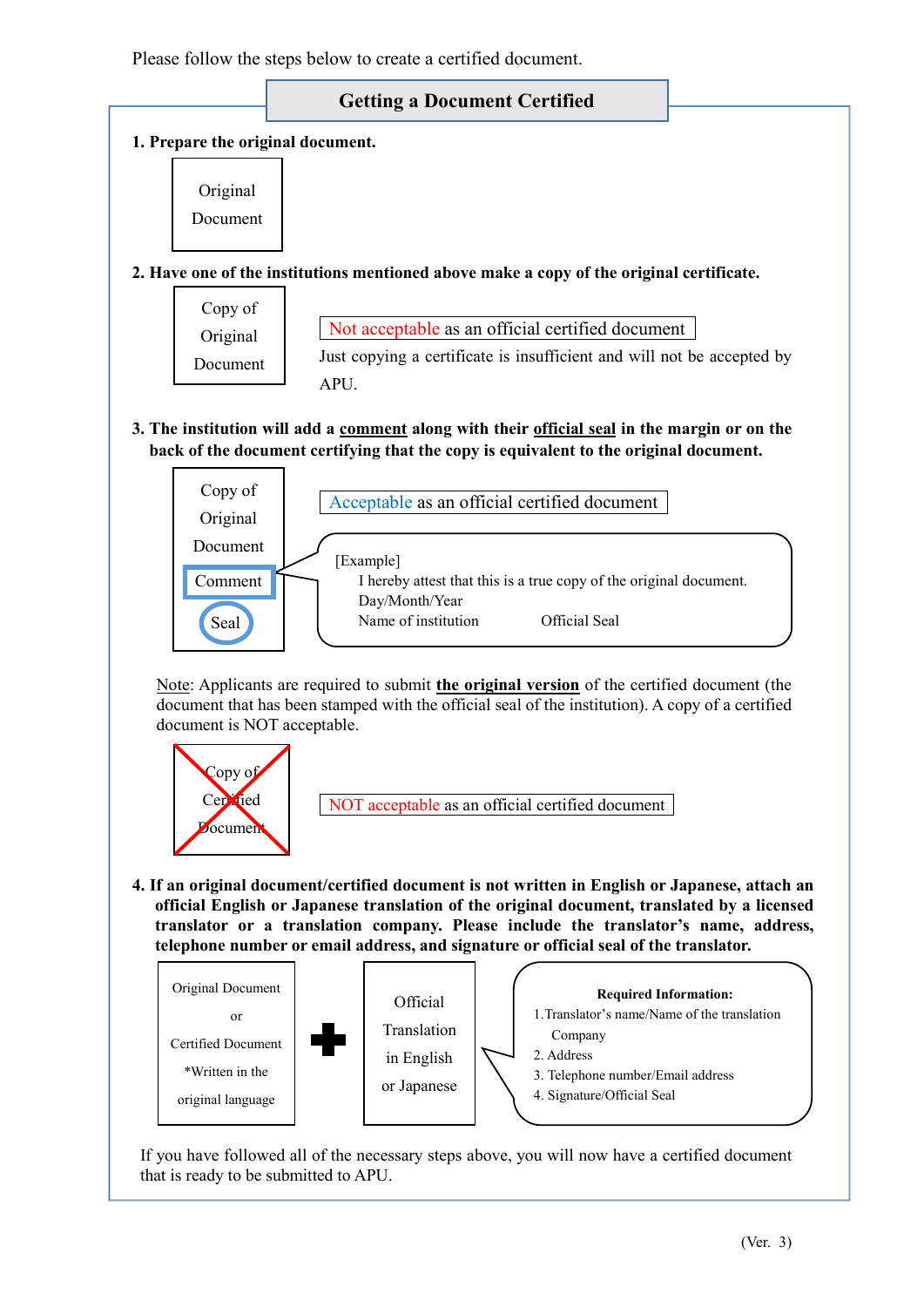Please follow the steps below to create a certified document.

## Getting a Document Certified

**1. Prepare the original document.**

Original Document

**2. Have one of the institutions mentioned above make a copy of the original certificate.**

Copy of Original Document

Not acceptable as an official certified document

Just copying a certificate is insufficient and will not be accepted by APU.

**3. The institution will add a <u>comment</u> along with their <u>official seal</u> in the margin or on the back of the document certifying that the copy is equivalent to the original document.**

Copy of Original Document

Comment

Seal

Acceptable as an official certified document

[Example]
I hereby attest that this is a true copy of the original document.
Day/Month/Year
Name of institution Official Seal

<u>Note</u>: Applicants are required to submit **<u>the original version</u>** of the certified document (the document that has been stamped with the official seal of the institution). A copy of a certified document is NOT acceptable.

~~Copy of Certified Document~~

NOT acceptable as an official certified document

**4. If an original document/certified document is not written in English or Japanese, attach an official English or Japanese translation of the original document, translated by a licensed translator or a translation company. Please include the translator's name, address, telephone number or email address, and signature or official seal of the translator.**

Original Document or Certified Document *Written in the original language

+

Official Translation in English or Japanese

**Required Information:**

1. Translator's name/Name of the translation Company
2. Address
3. Telephone number/Email address
4. Signature/Official Seal

If you have followed all of the necessary steps above, you will now have a certified document that is ready to be submitted to APU.

(Ver. 3)